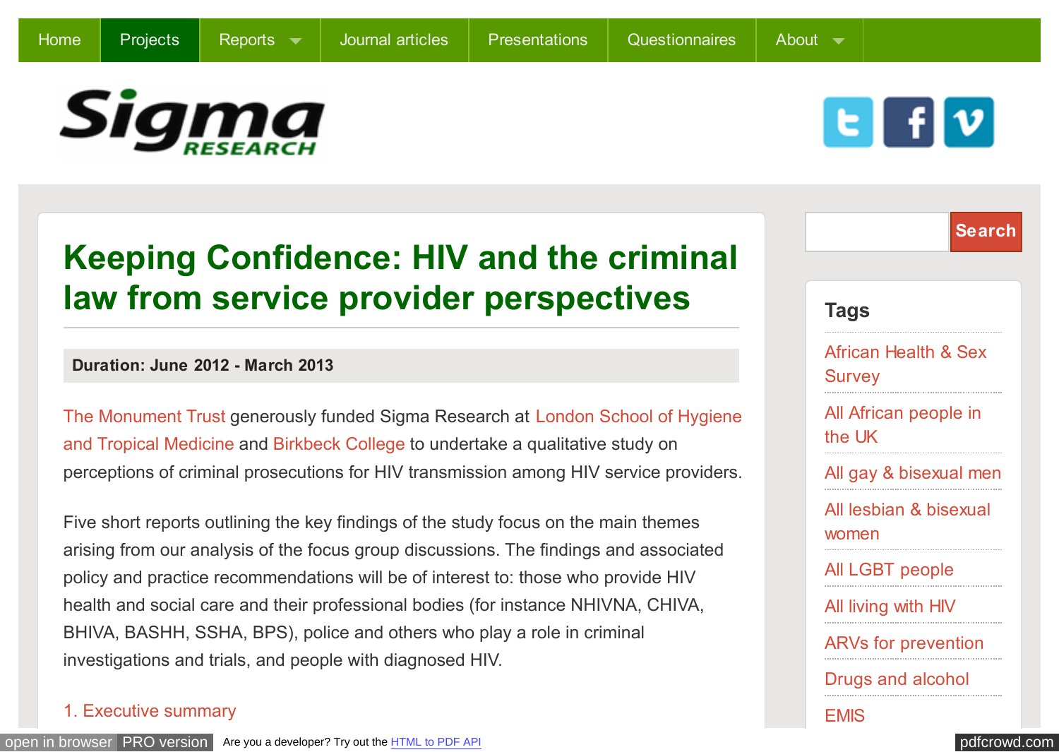Home | Projects | Reports | Journal articles | Presentations | Questionnaires | About

Sigma RESEARCH

# Keeping Confidence: HIV and the criminal law from service provider perspectives

**Duration: June 2012 - March 2013**

The Monument Trust generously funded Sigma Research at London School of Hygiene and Tropical Medicine and Birkbeck College to undertake a qualitative study on perceptions of criminal prosecutions for HIV transmission among HIV service providers.

Five short reports outlining the key findings of the study focus on the main themes arising from our analysis of the focus group discussions. The findings and associated policy and practice recommendations will be of interest to: those who provide HIV health and social care and their professional bodies (for instance NHIVNA, CHIVA, BHIVA, BASHH, SSHA, BPS), police and others who play a role in criminal investigations and trials, and people with diagnosed HIV.

1. Executive summary

Search

## Tags

- African Health & Sex Survey
- All African people in the UK
- All gay & bisexual men
- All lesbian & bisexual women
- All LGBT people
- All living with HIV
- ARVs for prevention
- Drugs and alcohol
- EMIS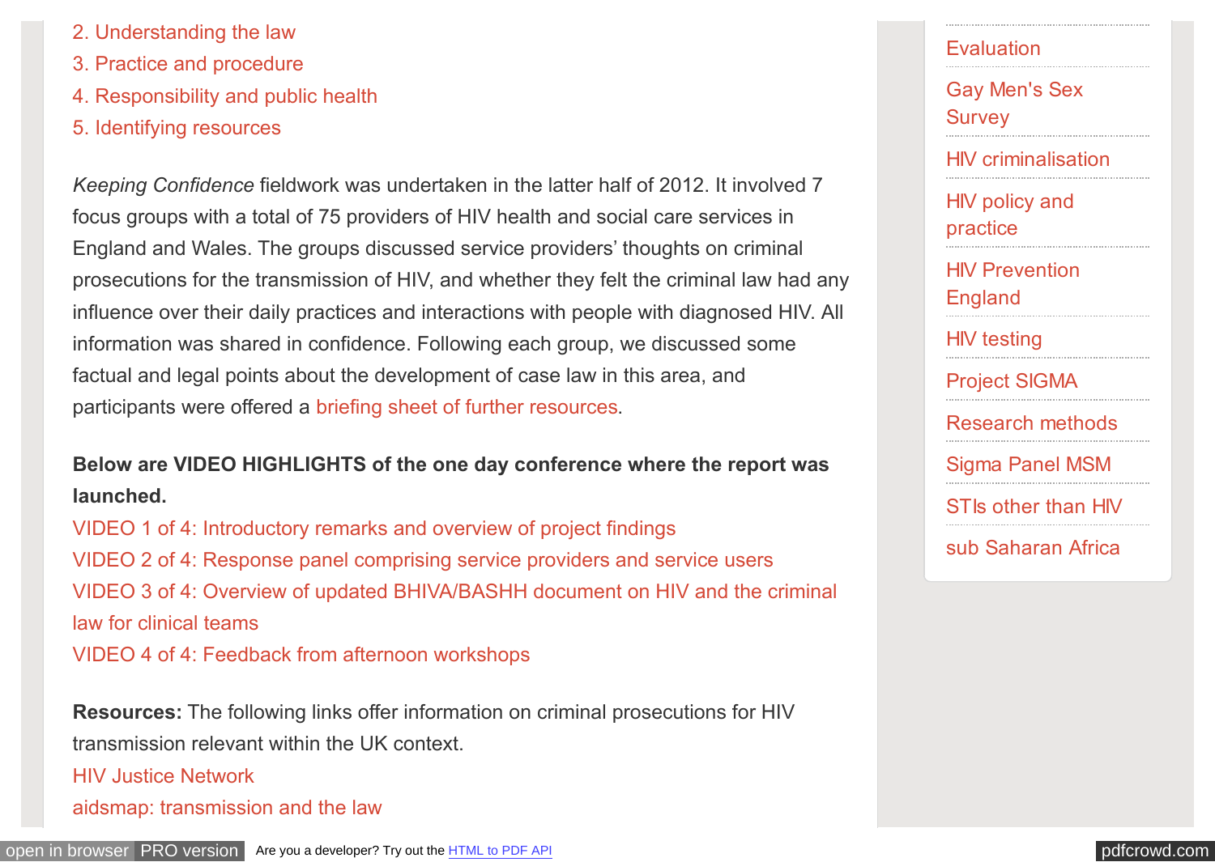2. Understanding the law
3. Practice and procedure
4. Responsibility and public health
5. Identifying resources

*Keeping Confidence* fieldwork was undertaken in the latter half of 2012. It involved 7 focus groups with a total of 75 providers of HIV health and social care services in England and Wales. The groups discussed service providers' thoughts on criminal prosecutions for the transmission of HIV, and whether they felt the criminal law had any influence over their daily practices and interactions with people with diagnosed HIV. All information was shared in confidence. Following each group, we discussed some factual and legal points about the development of case law in this area, and participants were offered a briefing sheet of further resources.

**Below are VIDEO HIGHLIGHTS of the one day conference where the report was launched.**

VIDEO 1 of 4: Introductory remarks and overview of project findings
VIDEO 2 of 4: Response panel comprising service providers and service users
VIDEO 3 of 4: Overview of updated BHIVA/BASHH document on HIV and the criminal law for clinical teams
VIDEO 4 of 4: Feedback from afternoon workshops

**Resources:** The following links offer information on criminal prosecutions for HIV transmission relevant within the UK context.

HIV Justice Network
aidsmap: transmission and the law

- Evaluation
- Gay Men's Sex Survey
- HIV criminalisation
- HIV policy and practice
- HIV Prevention England
- HIV testing
- Project SIGMA
- Research methods
- Sigma Panel MSM
- STIs other than HIV
- sub Saharan Africa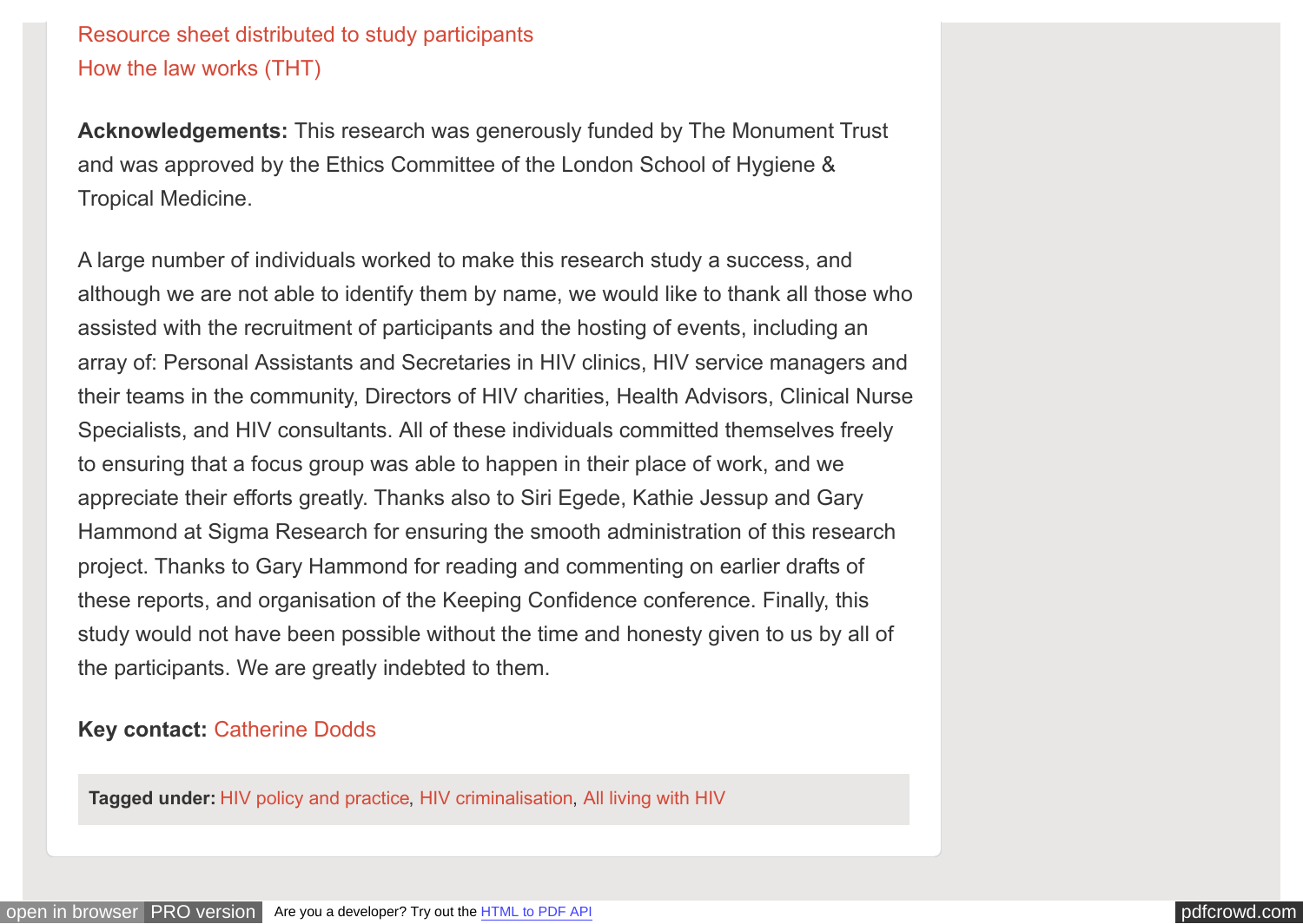Resource sheet distributed to study participants

How the law works (THT)

**Acknowledgements:** This research was generously funded by The Monument Trust and was approved by the Ethics Committee of the London School of Hygiene & Tropical Medicine.

A large number of individuals worked to make this research study a success, and although we are not able to identify them by name, we would like to thank all those who assisted with the recruitment of participants and the hosting of events, including an array of: Personal Assistants and Secretaries in HIV clinics, HIV service managers and their teams in the community, Directors of HIV charities, Health Advisors, Clinical Nurse Specialists, and HIV consultants. All of these individuals committed themselves freely to ensuring that a focus group was able to happen in their place of work, and we appreciate their efforts greatly. Thanks also to Siri Egede, Kathie Jessup and Gary Hammond at Sigma Research for ensuring the smooth administration of this research project. Thanks to Gary Hammond for reading and commenting on earlier drafts of these reports, and organisation of the Keeping Confidence conference. Finally, this study would not have been possible without the time and honesty given to us by all of the participants. We are greatly indebted to them.

**Key contact:** Catherine Dodds

**Tagged under:** HIV policy and practice, HIV criminalisation, All living with HIV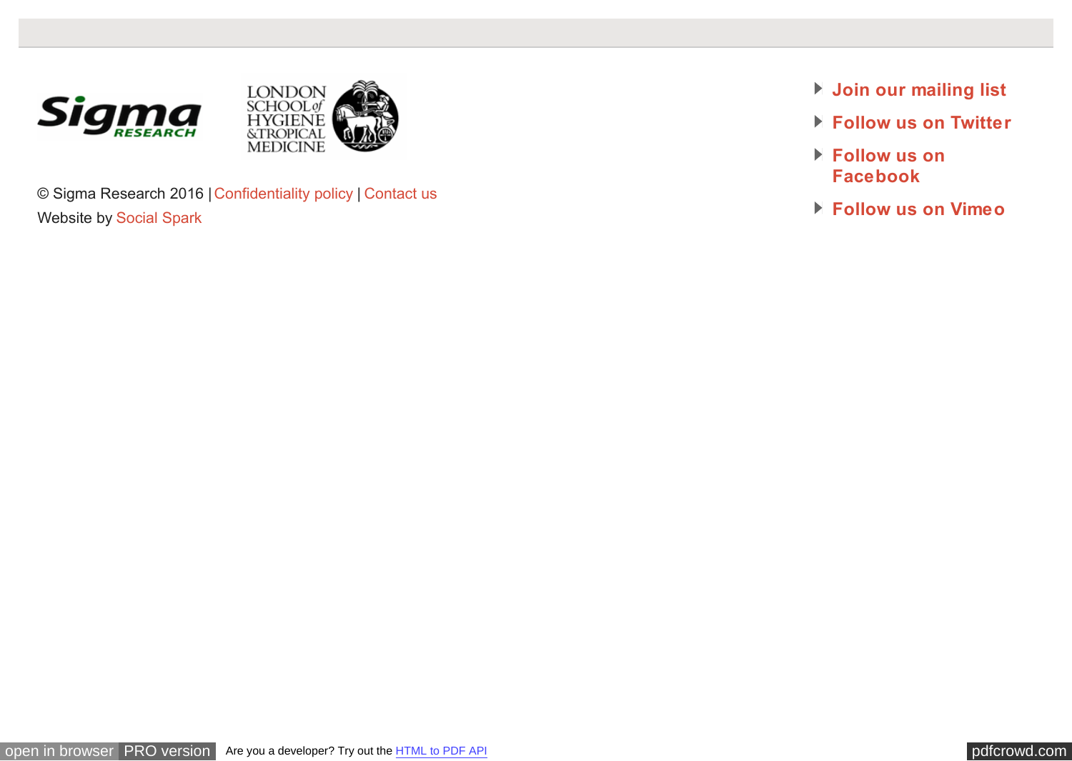© Sigma Research 2016 | Confidentiality policy | Contact us

Website by Social Spark

- Join our mailing list
- Follow us on Twitter
- Follow us on Facebook
- Follow us on Vimeo